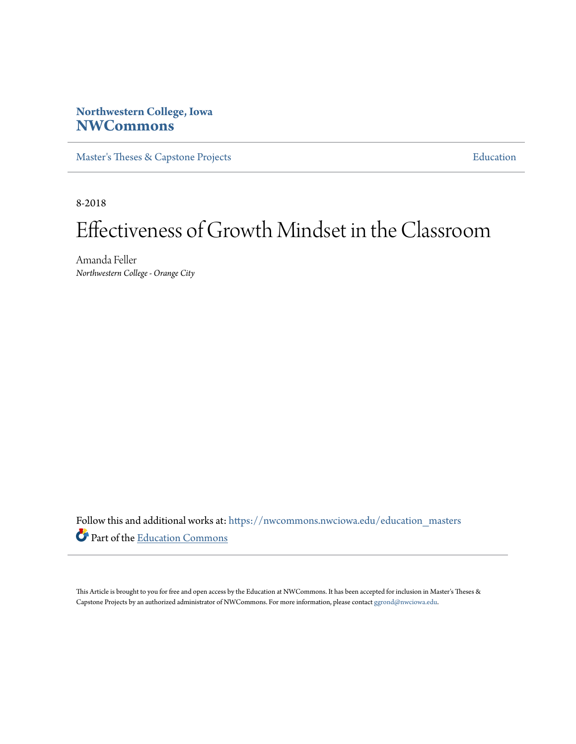**Northwestern College, Iowa**
**NWCommons**

Master's Theses & Capstone Projects | Education

8-2018

# Effectiveness of Growth Mindset in the Classroom

Amanda Feller
*Northwestern College - Orange City*

Follow this and additional works at: https://nwcommons.nwciowa.edu/education_masters

Part of the Education Commons

This Article is brought to you for free and open access by the Education at NWCommons. It has been accepted for inclusion in Master's Theses & Capstone Projects by an authorized administrator of NWCommons. For more information, please contact ggrond@nwciowa.edu.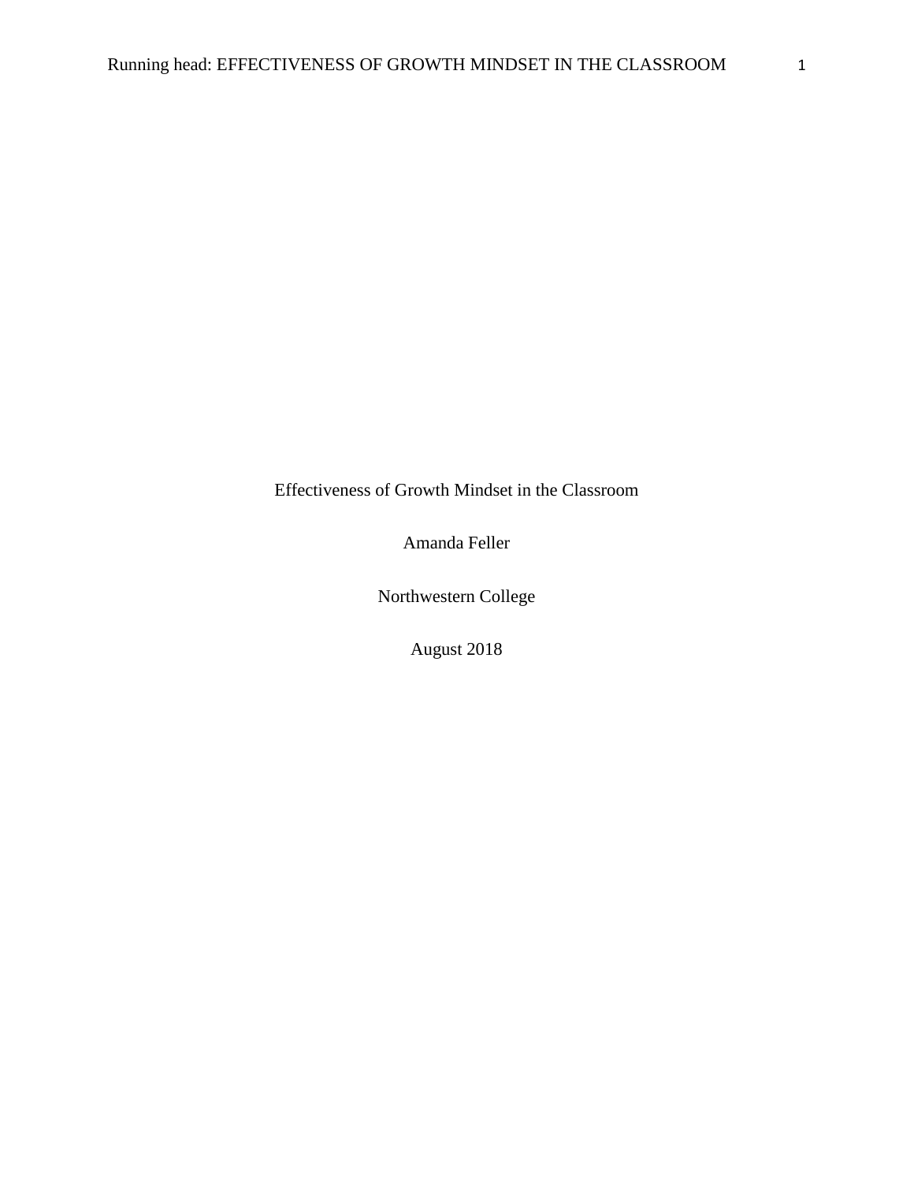Effectiveness of Growth Mindset in the Classroom

Amanda Feller

Northwestern College

August 2018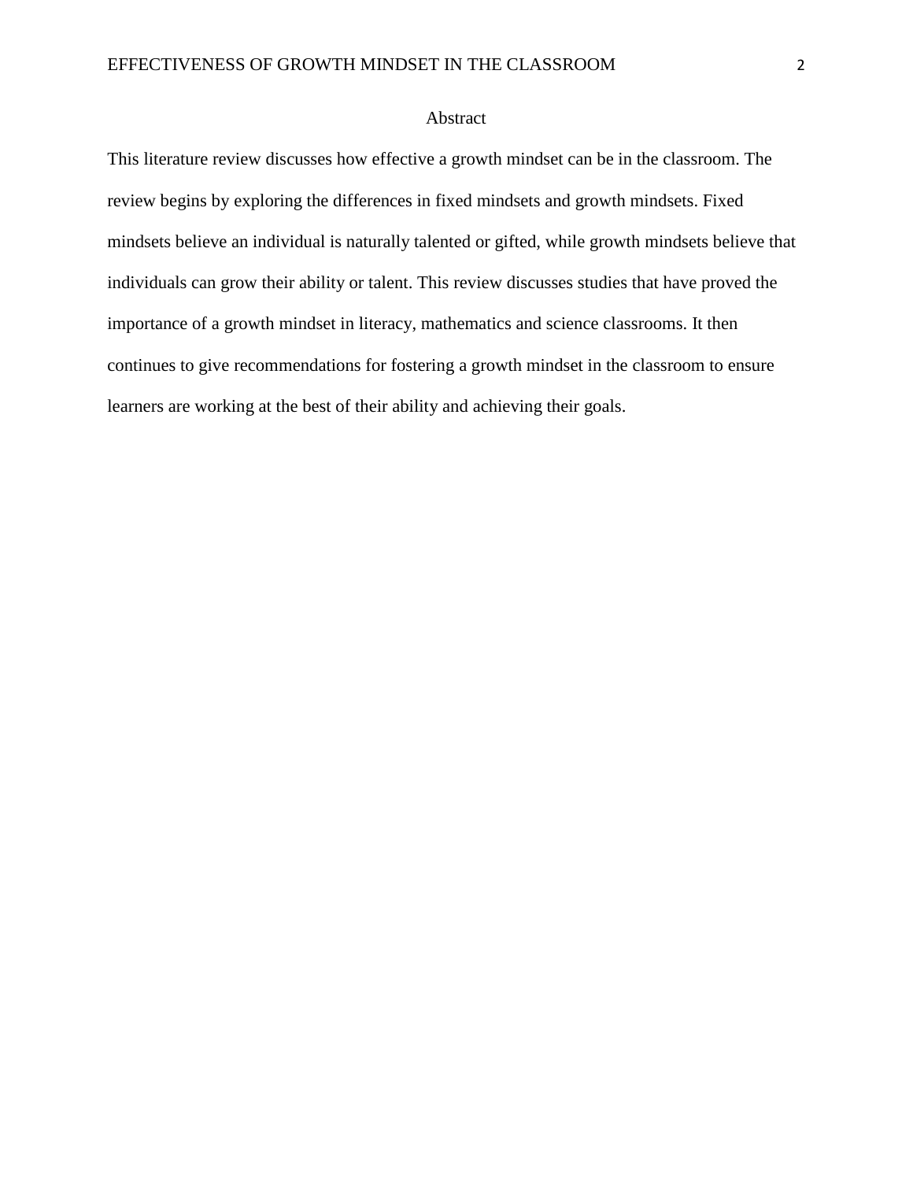# Abstract

This literature review discusses how effective a growth mindset can be in the classroom. The review begins by exploring the differences in fixed mindsets and growth mindsets. Fixed mindsets believe an individual is naturally talented or gifted, while growth mindsets believe that individuals can grow their ability or talent. This review discusses studies that have proved the importance of a growth mindset in literacy, mathematics and science classrooms. It then continues to give recommendations for fostering a growth mindset in the classroom to ensure learners are working at the best of their ability and achieving their goals.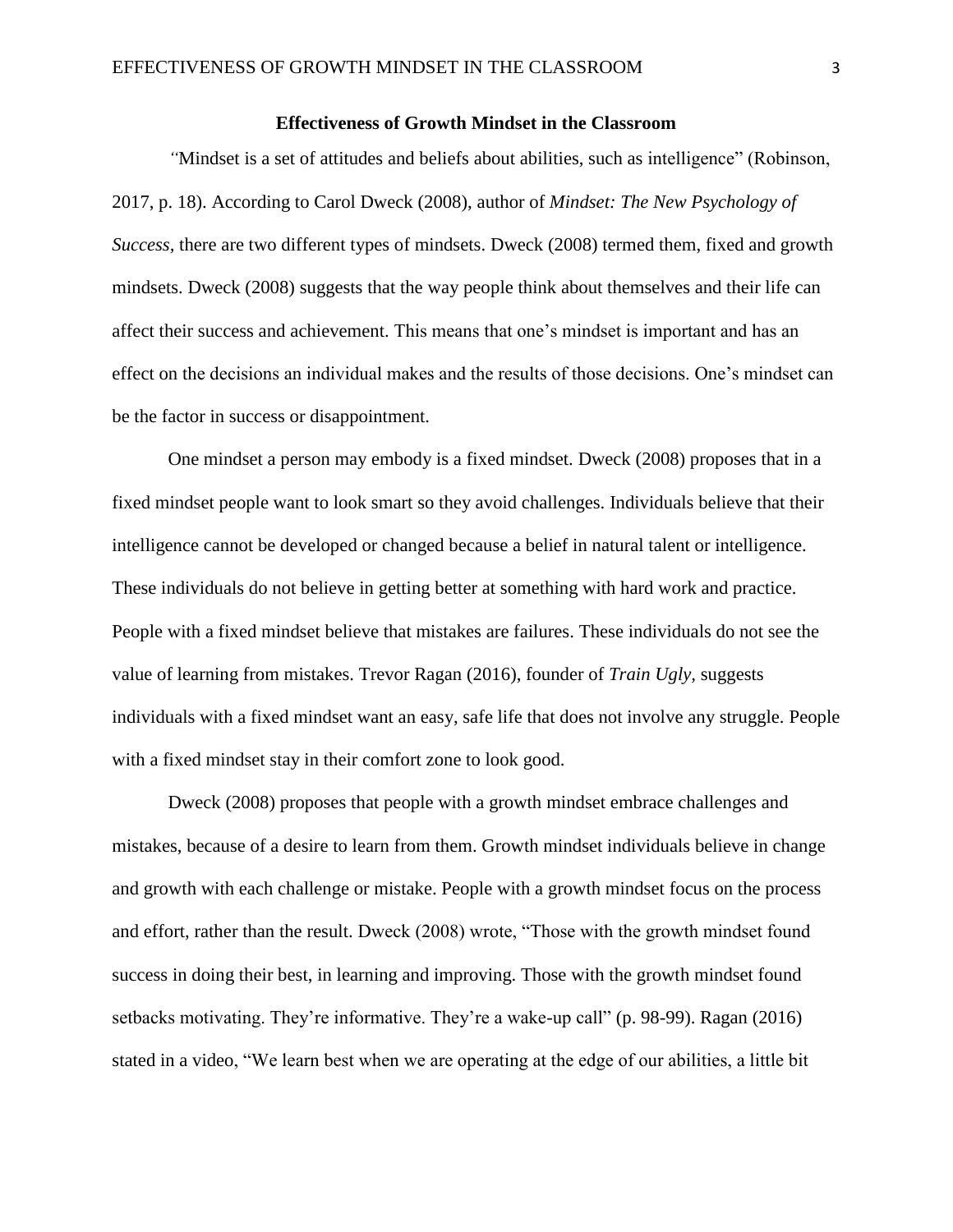# Effectiveness of Growth Mindset in the Classroom

"Mindset is a set of attitudes and beliefs about abilities, such as intelligence" (Robinson, 2017, p. 18). According to Carol Dweck (2008), author of *Mindset: The New Psychology of Success,* there are two different types of mindsets. Dweck (2008) termed them, fixed and growth mindsets. Dweck (2008) suggests that the way people think about themselves and their life can affect their success and achievement. This means that one's mindset is important and has an effect on the decisions an individual makes and the results of those decisions. One's mindset can be the factor in success or disappointment.

One mindset a person may embody is a fixed mindset. Dweck (2008) proposes that in a fixed mindset people want to look smart so they avoid challenges. Individuals believe that their intelligence cannot be developed or changed because a belief in natural talent or intelligence. These individuals do not believe in getting better at something with hard work and practice. People with a fixed mindset believe that mistakes are failures. These individuals do not see the value of learning from mistakes. Trevor Ragan (2016), founder of *Train Ugly,* suggests individuals with a fixed mindset want an easy, safe life that does not involve any struggle. People with a fixed mindset stay in their comfort zone to look good.

Dweck (2008) proposes that people with a growth mindset embrace challenges and mistakes, because of a desire to learn from them. Growth mindset individuals believe in change and growth with each challenge or mistake. People with a growth mindset focus on the process and effort, rather than the result. Dweck (2008) wrote, "Those with the growth mindset found success in doing their best, in learning and improving. Those with the growth mindset found setbacks motivating. They're informative. They're a wake-up call" (p. 98-99). Ragan (2016) stated in a video, "We learn best when we are operating at the edge of our abilities, a little bit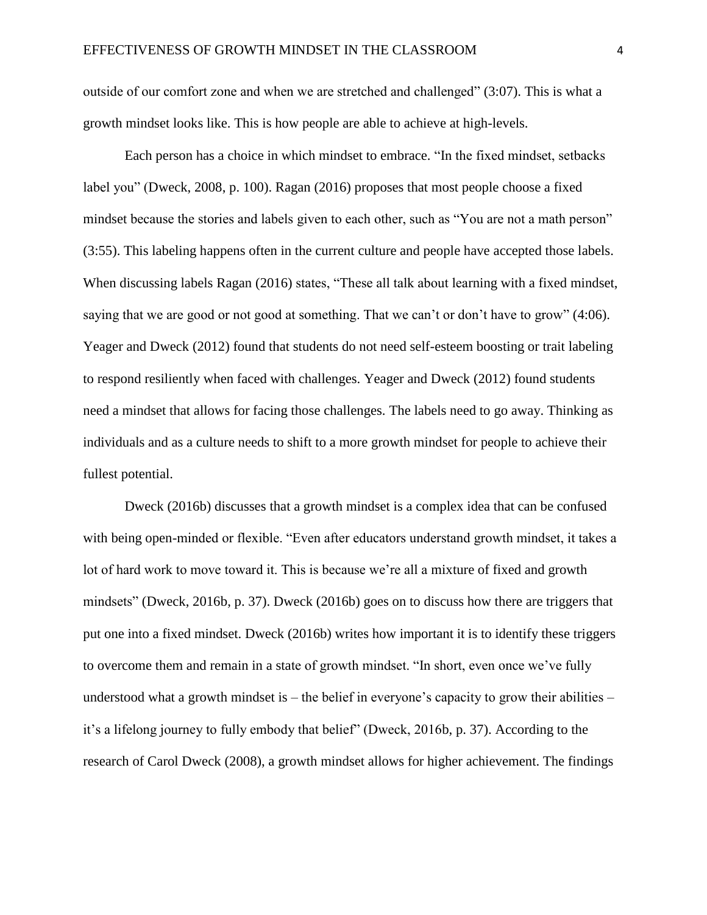outside of our comfort zone and when we are stretched and challenged" (3:07). This is what a growth mindset looks like. This is how people are able to achieve at high-levels.

Each person has a choice in which mindset to embrace. "In the fixed mindset, setbacks label you" (Dweck, 2008, p. 100). Ragan (2016) proposes that most people choose a fixed mindset because the stories and labels given to each other, such as "You are not a math person" (3:55). This labeling happens often in the current culture and people have accepted those labels. When discussing labels Ragan (2016) states, "These all talk about learning with a fixed mindset, saying that we are good or not good at something. That we can't or don't have to grow" (4:06). Yeager and Dweck (2012) found that students do not need self-esteem boosting or trait labeling to respond resiliently when faced with challenges. Yeager and Dweck (2012) found students need a mindset that allows for facing those challenges. The labels need to go away. Thinking as individuals and as a culture needs to shift to a more growth mindset for people to achieve their fullest potential.

Dweck (2016b) discusses that a growth mindset is a complex idea that can be confused with being open-minded or flexible. "Even after educators understand growth mindset, it takes a lot of hard work to move toward it. This is because we're all a mixture of fixed and growth mindsets" (Dweck, 2016b, p. 37). Dweck (2016b) goes on to discuss how there are triggers that put one into a fixed mindset. Dweck (2016b) writes how important it is to identify these triggers to overcome them and remain in a state of growth mindset. "In short, even once we've fully understood what a growth mindset is – the belief in everyone's capacity to grow their abilities – it's a lifelong journey to fully embody that belief" (Dweck, 2016b, p. 37). According to the research of Carol Dweck (2008), a growth mindset allows for higher achievement. The findings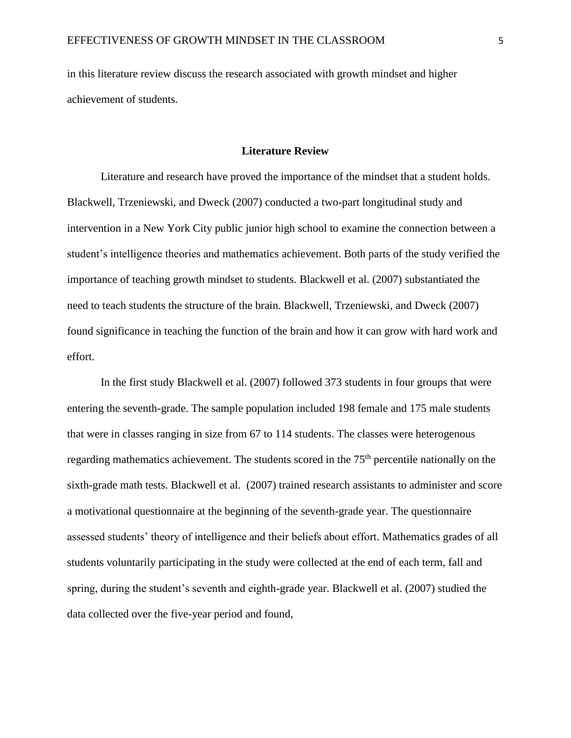in this literature review discuss the research associated with growth mindset and higher achievement of students.

## Literature Review

Literature and research have proved the importance of the mindset that a student holds. Blackwell, Trzeniewski, and Dweck (2007) conducted a two-part longitudinal study and intervention in a New York City public junior high school to examine the connection between a student's intelligence theories and mathematics achievement. Both parts of the study verified the importance of teaching growth mindset to students. Blackwell et al. (2007) substantiated the need to teach students the structure of the brain. Blackwell, Trzeniewski, and Dweck (2007) found significance in teaching the function of the brain and how it can grow with hard work and effort.

In the first study Blackwell et al. (2007) followed 373 students in four groups that were entering the seventh-grade. The sample population included 198 female and 175 male students that were in classes ranging in size from 67 to 114 students. The classes were heterogenous regarding mathematics achievement. The students scored in the 75th percentile nationally on the sixth-grade math tests. Blackwell et al. (2007) trained research assistants to administer and score a motivational questionnaire at the beginning of the seventh-grade year. The questionnaire assessed students' theory of intelligence and their beliefs about effort. Mathematics grades of all students voluntarily participating in the study were collected at the end of each term, fall and spring, during the student's seventh and eighth-grade year. Blackwell et al. (2007) studied the data collected over the five-year period and found,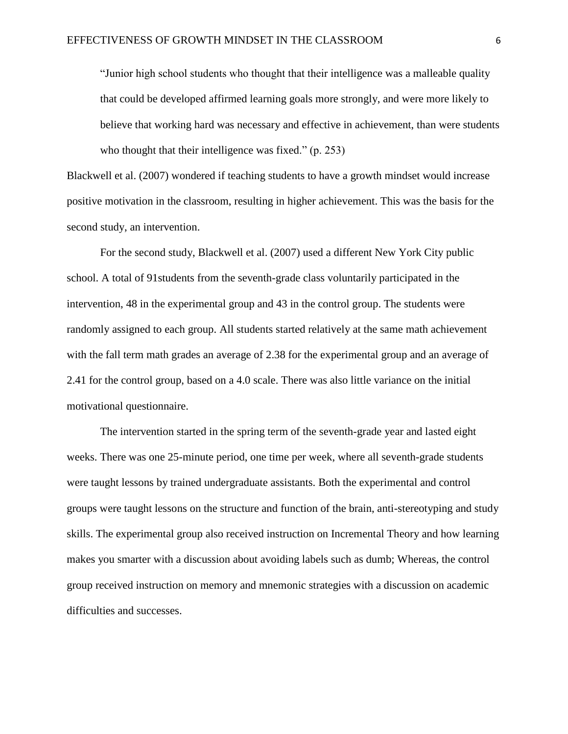> "Junior high school students who thought that their intelligence was a malleable quality that could be developed affirmed learning goals more strongly, and were more likely to believe that working hard was necessary and effective in achievement, than were students who thought that their intelligence was fixed." (p. 253)

Blackwell et al. (2007) wondered if teaching students to have a growth mindset would increase positive motivation in the classroom, resulting in higher achievement. This was the basis for the second study, an intervention.

For the second study, Blackwell et al. (2007) used a different New York City public school. A total of 91students from the seventh-grade class voluntarily participated in the intervention, 48 in the experimental group and 43 in the control group. The students were randomly assigned to each group. All students started relatively at the same math achievement with the fall term math grades an average of 2.38 for the experimental group and an average of 2.41 for the control group, based on a 4.0 scale. There was also little variance on the initial motivational questionnaire.

The intervention started in the spring term of the seventh-grade year and lasted eight weeks. There was one 25-minute period, one time per week, where all seventh-grade students were taught lessons by trained undergraduate assistants. Both the experimental and control groups were taught lessons on the structure and function of the brain, anti-stereotyping and study skills. The experimental group also received instruction on Incremental Theory and how learning makes you smarter with a discussion about avoiding labels such as dumb; Whereas, the control group received instruction on memory and mnemonic strategies with a discussion on academic difficulties and successes.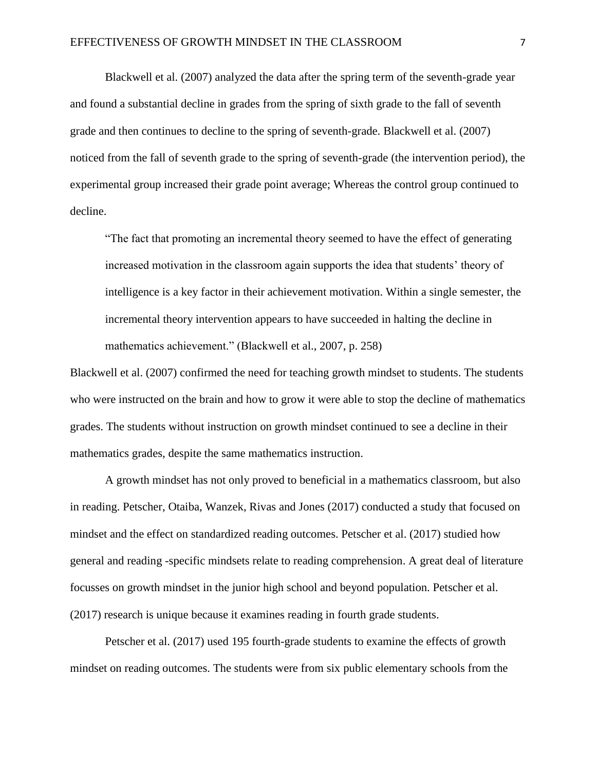Blackwell et al. (2007) analyzed the data after the spring term of the seventh-grade year and found a substantial decline in grades from the spring of sixth grade to the fall of seventh grade and then continues to decline to the spring of seventh-grade. Blackwell et al. (2007) noticed from the fall of seventh grade to the spring of seventh-grade (the intervention period), the experimental group increased their grade point average; Whereas the control group continued to decline.

> "The fact that promoting an incremental theory seemed to have the effect of generating increased motivation in the classroom again supports the idea that students' theory of intelligence is a key factor in their achievement motivation. Within a single semester, the incremental theory intervention appears to have succeeded in halting the decline in mathematics achievement." (Blackwell et al., 2007, p. 258)

Blackwell et al. (2007) confirmed the need for teaching growth mindset to students. The students who were instructed on the brain and how to grow it were able to stop the decline of mathematics grades. The students without instruction on growth mindset continued to see a decline in their mathematics grades, despite the same mathematics instruction.

A growth mindset has not only proved to beneficial in a mathematics classroom, but also in reading. Petscher, Otaiba, Wanzek, Rivas and Jones (2017) conducted a study that focused on mindset and the effect on standardized reading outcomes. Petscher et al. (2017) studied how general and reading -specific mindsets relate to reading comprehension. A great deal of literature focusses on growth mindset in the junior high school and beyond population. Petscher et al. (2017) research is unique because it examines reading in fourth grade students.

Petscher et al. (2017) used 195 fourth-grade students to examine the effects of growth mindset on reading outcomes. The students were from six public elementary schools from the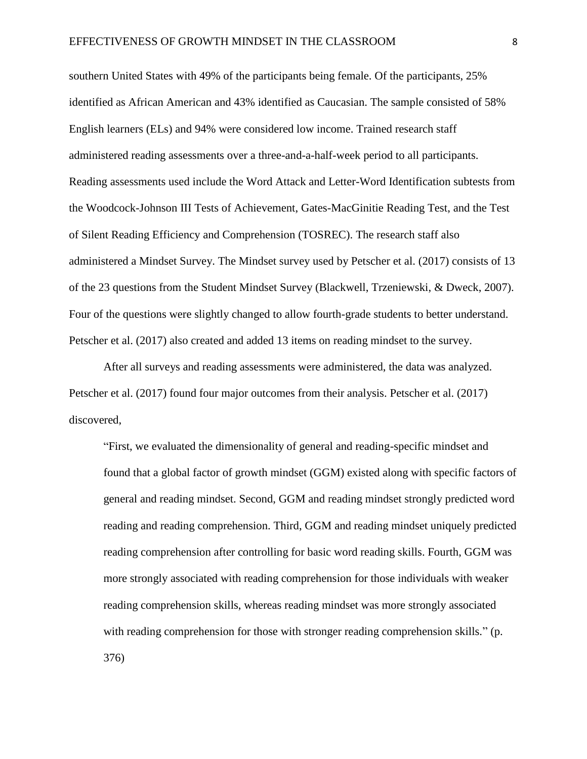southern United States with 49% of the participants being female. Of the participants, 25% identified as African American and 43% identified as Caucasian. The sample consisted of 58% English learners (ELs) and 94% were considered low income. Trained research staff administered reading assessments over a three-and-a-half-week period to all participants. Reading assessments used include the Word Attack and Letter-Word Identification subtests from the Woodcock-Johnson III Tests of Achievement, Gates-MacGinitie Reading Test, and the Test of Silent Reading Efficiency and Comprehension (TOSREC). The research staff also administered a Mindset Survey. The Mindset survey used by Petscher et al. (2017) consists of 13 of the 23 questions from the Student Mindset Survey (Blackwell, Trzeniewski, & Dweck, 2007). Four of the questions were slightly changed to allow fourth-grade students to better understand. Petscher et al. (2017) also created and added 13 items on reading mindset to the survey.

After all surveys and reading assessments were administered, the data was analyzed. Petscher et al. (2017) found four major outcomes from their analysis. Petscher et al. (2017) discovered,

> "First, we evaluated the dimensionality of general and reading-specific mindset and found that a global factor of growth mindset (GGM) existed along with specific factors of general and reading mindset. Second, GGM and reading mindset strongly predicted word reading and reading comprehension. Third, GGM and reading mindset uniquely predicted reading comprehension after controlling for basic word reading skills. Fourth, GGM was more strongly associated with reading comprehension for those individuals with weaker reading comprehension skills, whereas reading mindset was more strongly associated with reading comprehension for those with stronger reading comprehension skills." (p. 376)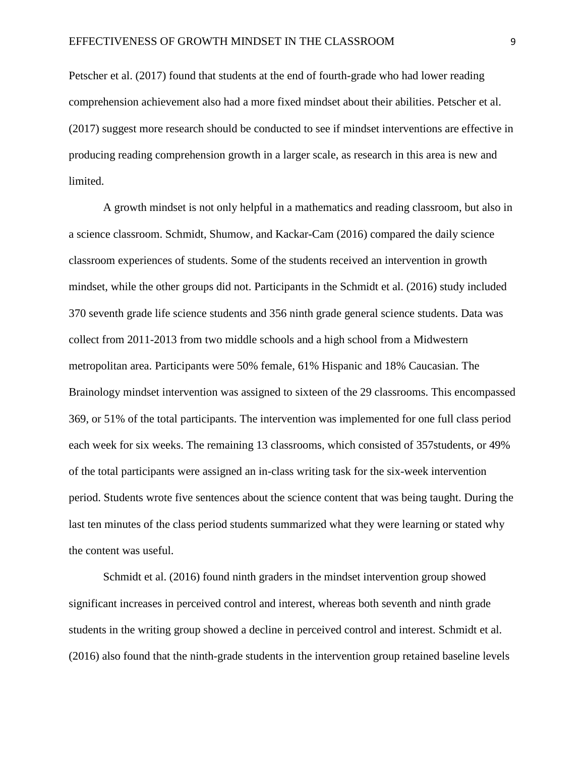Petscher et al. (2017) found that students at the end of fourth-grade who had lower reading comprehension achievement also had a more fixed mindset about their abilities. Petscher et al. (2017) suggest more research should be conducted to see if mindset interventions are effective in producing reading comprehension growth in a larger scale, as research in this area is new and limited.

A growth mindset is not only helpful in a mathematics and reading classroom, but also in a science classroom. Schmidt, Shumow, and Kackar-Cam (2016) compared the daily science classroom experiences of students. Some of the students received an intervention in growth mindset, while the other groups did not. Participants in the Schmidt et al. (2016) study included 370 seventh grade life science students and 356 ninth grade general science students. Data was collect from 2011-2013 from two middle schools and a high school from a Midwestern metropolitan area. Participants were 50% female, 61% Hispanic and 18% Caucasian. The Brainology mindset intervention was assigned to sixteen of the 29 classrooms. This encompassed 369, or 51% of the total participants. The intervention was implemented for one full class period each week for six weeks. The remaining 13 classrooms, which consisted of 357students, or 49% of the total participants were assigned an in-class writing task for the six-week intervention period. Students wrote five sentences about the science content that was being taught. During the last ten minutes of the class period students summarized what they were learning or stated why the content was useful.

Schmidt et al. (2016) found ninth graders in the mindset intervention group showed significant increases in perceived control and interest, whereas both seventh and ninth grade students in the writing group showed a decline in perceived control and interest. Schmidt et al. (2016) also found that the ninth-grade students in the intervention group retained baseline levels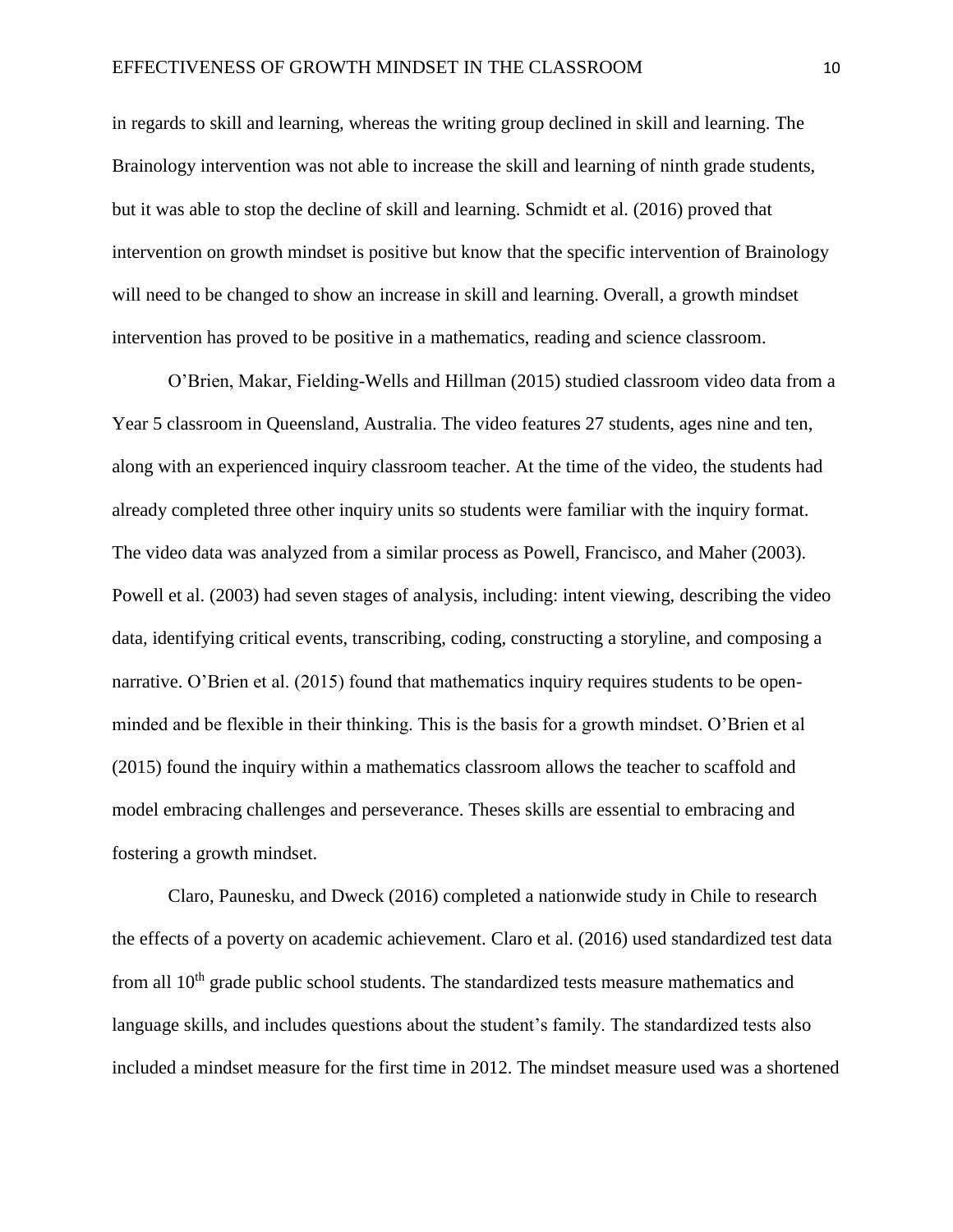in regards to skill and learning, whereas the writing group declined in skill and learning. The Brainology intervention was not able to increase the skill and learning of ninth grade students, but it was able to stop the decline of skill and learning. Schmidt et al. (2016) proved that intervention on growth mindset is positive but know that the specific intervention of Brainology will need to be changed to show an increase in skill and learning. Overall, a growth mindset intervention has proved to be positive in a mathematics, reading and science classroom.

O'Brien, Makar, Fielding-Wells and Hillman (2015) studied classroom video data from a Year 5 classroom in Queensland, Australia. The video features 27 students, ages nine and ten, along with an experienced inquiry classroom teacher. At the time of the video, the students had already completed three other inquiry units so students were familiar with the inquiry format. The video data was analyzed from a similar process as Powell, Francisco, and Maher (2003). Powell et al. (2003) had seven stages of analysis, including: intent viewing, describing the video data, identifying critical events, transcribing, coding, constructing a storyline, and composing a narrative. O'Brien et al. (2015) found that mathematics inquiry requires students to be open-minded and be flexible in their thinking. This is the basis for a growth mindset. O'Brien et al (2015) found the inquiry within a mathematics classroom allows the teacher to scaffold and model embracing challenges and perseverance. Theses skills are essential to embracing and fostering a growth mindset.

Claro, Paunesku, and Dweck (2016) completed a nationwide study in Chile to research the effects of a poverty on academic achievement. Claro et al. (2016) used standardized test data from all 10th grade public school students. The standardized tests measure mathematics and language skills, and includes questions about the student's family. The standardized tests also included a mindset measure for the first time in 2012. The mindset measure used was a shortened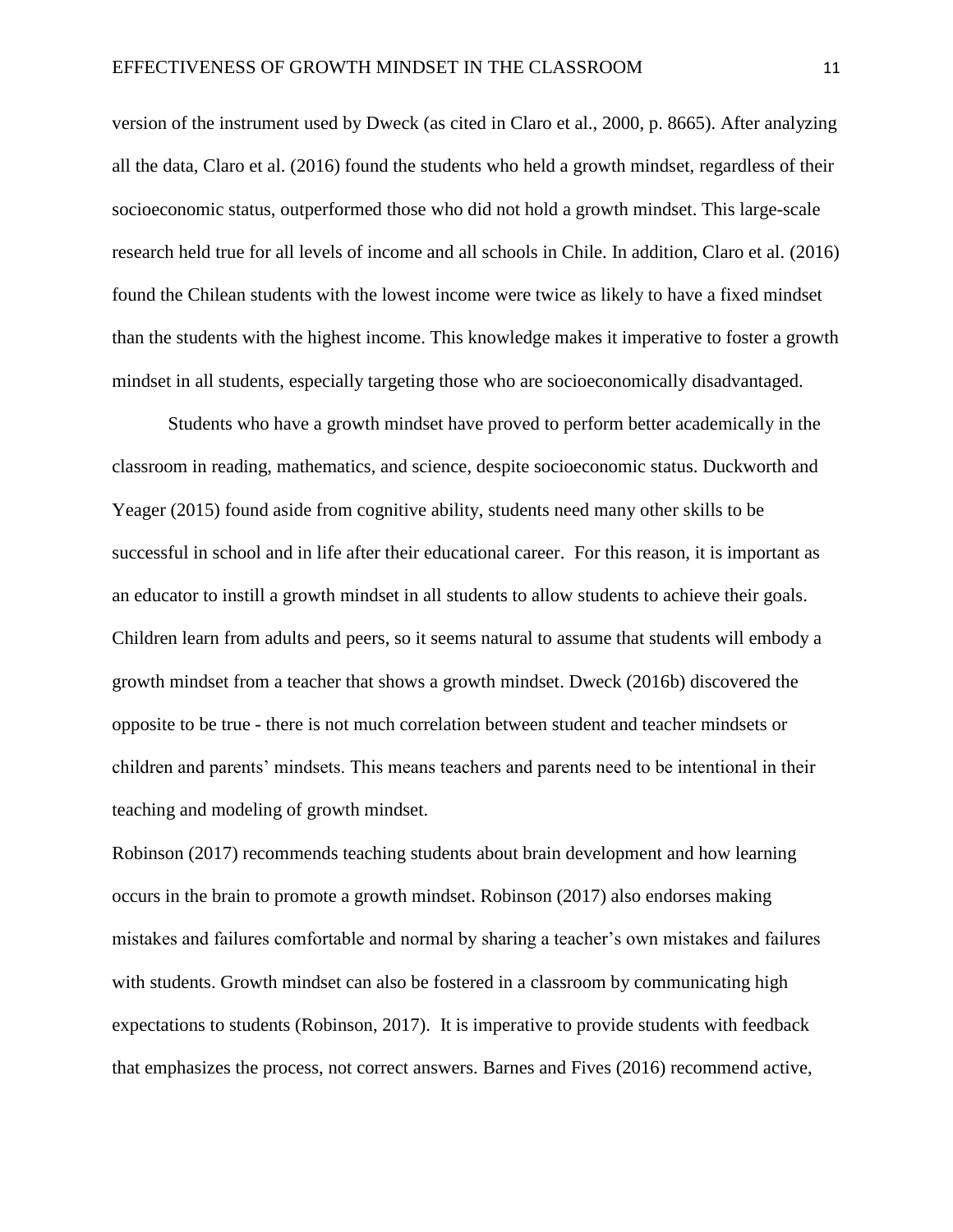version of the instrument used by Dweck (as cited in Claro et al., 2000, p. 8665). After analyzing all the data, Claro et al. (2016) found the students who held a growth mindset, regardless of their socioeconomic status, outperformed those who did not hold a growth mindset. This large-scale research held true for all levels of income and all schools in Chile. In addition, Claro et al. (2016) found the Chilean students with the lowest income were twice as likely to have a fixed mindset than the students with the highest income. This knowledge makes it imperative to foster a growth mindset in all students, especially targeting those who are socioeconomically disadvantaged.

Students who have a growth mindset have proved to perform better academically in the classroom in reading, mathematics, and science, despite socioeconomic status. Duckworth and Yeager (2015) found aside from cognitive ability, students need many other skills to be successful in school and in life after their educational career. For this reason, it is important as an educator to instill a growth mindset in all students to allow students to achieve their goals. Children learn from adults and peers, so it seems natural to assume that students will embody a growth mindset from a teacher that shows a growth mindset. Dweck (2016b) discovered the opposite to be true - there is not much correlation between student and teacher mindsets or children and parents' mindsets. This means teachers and parents need to be intentional in their teaching and modeling of growth mindset.

Robinson (2017) recommends teaching students about brain development and how learning occurs in the brain to promote a growth mindset. Robinson (2017) also endorses making mistakes and failures comfortable and normal by sharing a teacher's own mistakes and failures with students. Growth mindset can also be fostered in a classroom by communicating high expectations to students (Robinson, 2017). It is imperative to provide students with feedback that emphasizes the process, not correct answers. Barnes and Fives (2016) recommend active,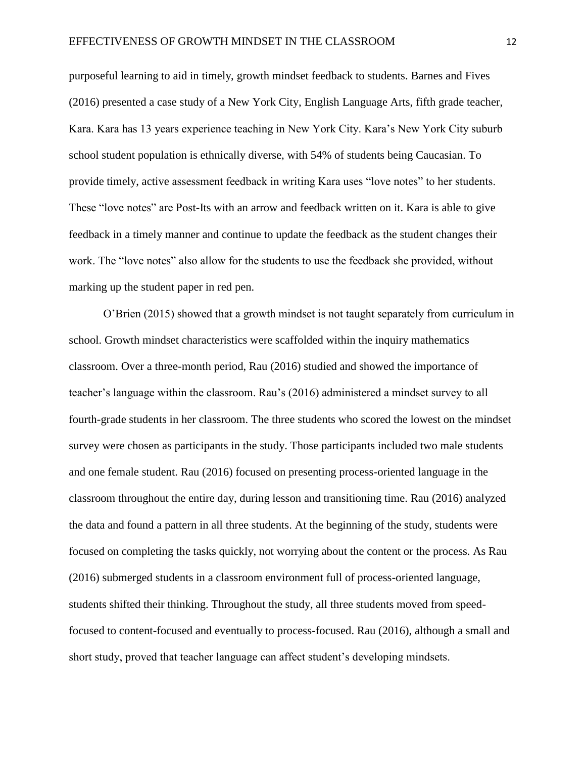purposeful learning to aid in timely, growth mindset feedback to students. Barnes and Fives (2016) presented a case study of a New York City, English Language Arts, fifth grade teacher, Kara. Kara has 13 years experience teaching in New York City. Kara's New York City suburb school student population is ethnically diverse, with 54% of students being Caucasian. To provide timely, active assessment feedback in writing Kara uses "love notes" to her students. These "love notes" are Post-Its with an arrow and feedback written on it. Kara is able to give feedback in a timely manner and continue to update the feedback as the student changes their work. The "love notes" also allow for the students to use the feedback she provided, without marking up the student paper in red pen.

O'Brien (2015) showed that a growth mindset is not taught separately from curriculum in school. Growth mindset characteristics were scaffolded within the inquiry mathematics classroom. Over a three-month period, Rau (2016) studied and showed the importance of teacher's language within the classroom. Rau's (2016) administered a mindset survey to all fourth-grade students in her classroom. The three students who scored the lowest on the mindset survey were chosen as participants in the study. Those participants included two male students and one female student. Rau (2016) focused on presenting process-oriented language in the classroom throughout the entire day, during lesson and transitioning time. Rau (2016) analyzed the data and found a pattern in all three students. At the beginning of the study, students were focused on completing the tasks quickly, not worrying about the content or the process. As Rau (2016) submerged students in a classroom environment full of process-oriented language, students shifted their thinking. Throughout the study, all three students moved from speed-focused to content-focused and eventually to process-focused. Rau (2016), although a small and short study, proved that teacher language can affect student's developing mindsets.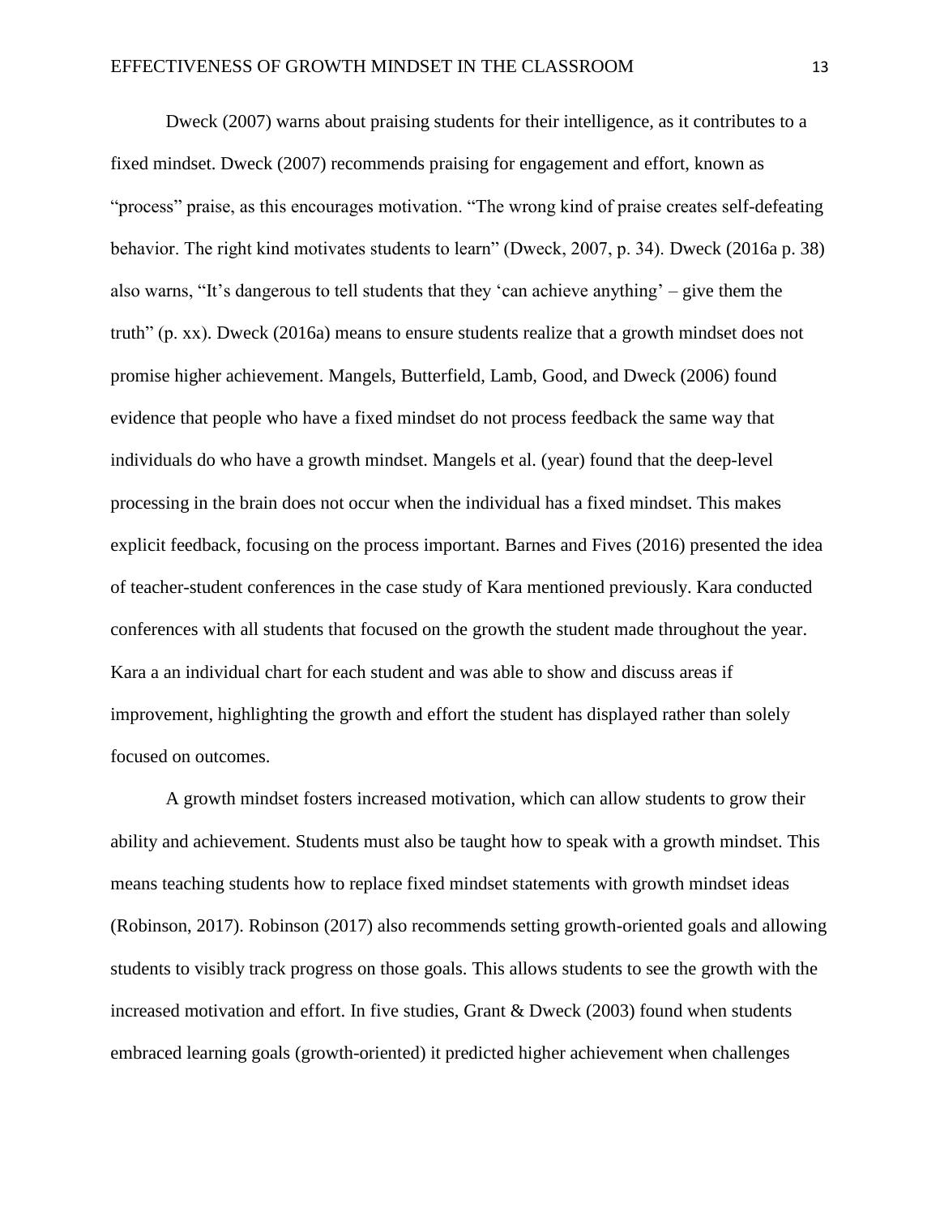Dweck (2007) warns about praising students for their intelligence, as it contributes to a fixed mindset. Dweck (2007) recommends praising for engagement and effort, known as "process" praise, as this encourages motivation. "The wrong kind of praise creates self-defeating behavior. The right kind motivates students to learn" (Dweck, 2007, p. 34). Dweck (2016a p. 38) also warns, "It's dangerous to tell students that they 'can achieve anything' – give them the truth" (p. xx). Dweck (2016a) means to ensure students realize that a growth mindset does not promise higher achievement. Mangels, Butterfield, Lamb, Good, and Dweck (2006) found evidence that people who have a fixed mindset do not process feedback the same way that individuals do who have a growth mindset. Mangels et al. (year) found that the deep-level processing in the brain does not occur when the individual has a fixed mindset. This makes explicit feedback, focusing on the process important. Barnes and Fives (2016) presented the idea of teacher-student conferences in the case study of Kara mentioned previously. Kara conducted conferences with all students that focused on the growth the student made throughout the year. Kara a an individual chart for each student and was able to show and discuss areas if improvement, highlighting the growth and effort the student has displayed rather than solely focused on outcomes.

A growth mindset fosters increased motivation, which can allow students to grow their ability and achievement. Students must also be taught how to speak with a growth mindset. This means teaching students how to replace fixed mindset statements with growth mindset ideas (Robinson, 2017). Robinson (2017) also recommends setting growth-oriented goals and allowing students to visibly track progress on those goals. This allows students to see the growth with the increased motivation and effort. In five studies, Grant & Dweck (2003) found when students embraced learning goals (growth-oriented) it predicted higher achievement when challenges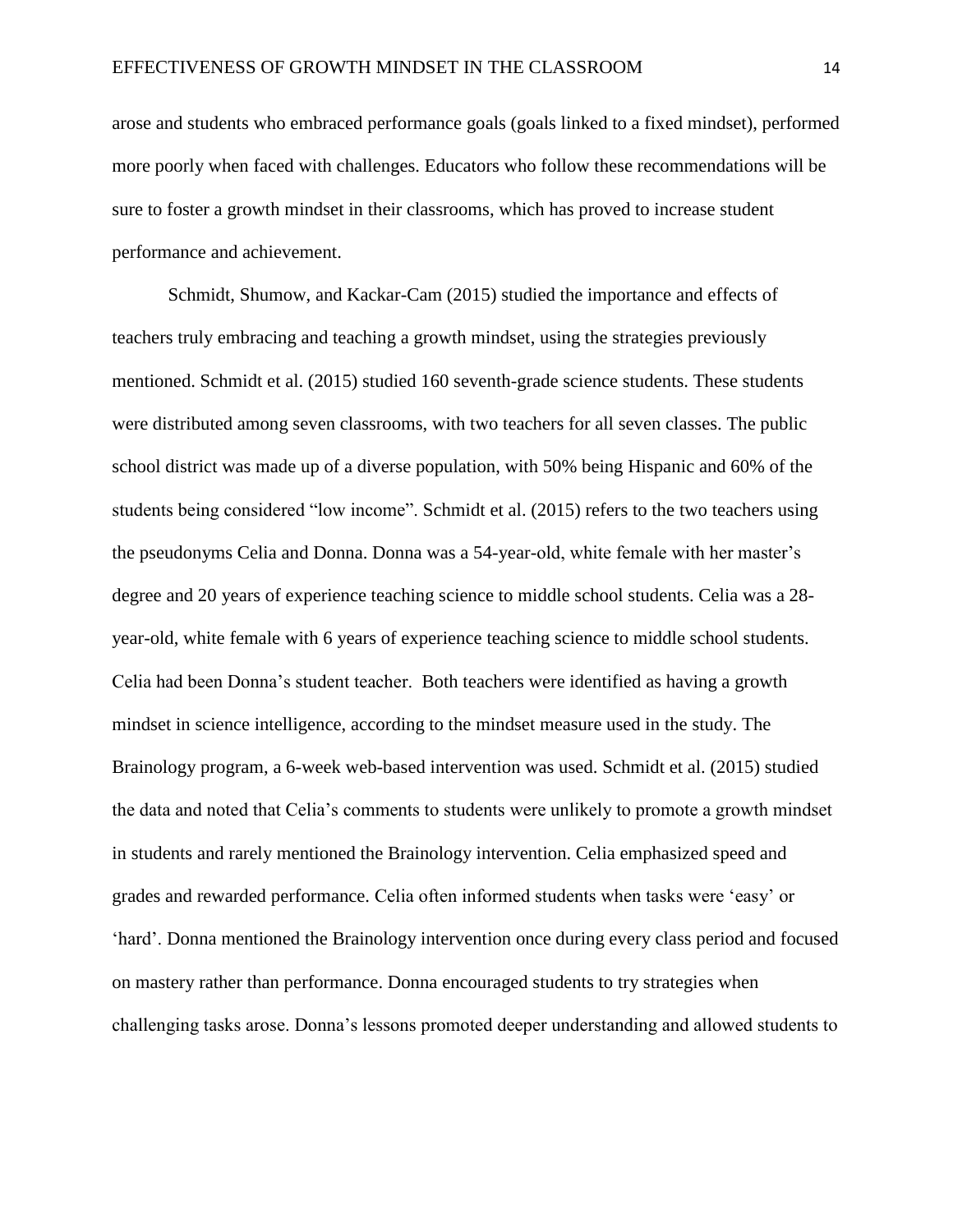arose and students who embraced performance goals (goals linked to a fixed mindset), performed more poorly when faced with challenges. Educators who follow these recommendations will be sure to foster a growth mindset in their classrooms, which has proved to increase student performance and achievement.

Schmidt, Shumow, and Kackar-Cam (2015) studied the importance and effects of teachers truly embracing and teaching a growth mindset, using the strategies previously mentioned. Schmidt et al. (2015) studied 160 seventh-grade science students. These students were distributed among seven classrooms, with two teachers for all seven classes. The public school district was made up of a diverse population, with 50% being Hispanic and 60% of the students being considered "low income". Schmidt et al. (2015) refers to the two teachers using the pseudonyms Celia and Donna. Donna was a 54-year-old, white female with her master's degree and 20 years of experience teaching science to middle school students. Celia was a 28-year-old, white female with 6 years of experience teaching science to middle school students. Celia had been Donna's student teacher. Both teachers were identified as having a growth mindset in science intelligence, according to the mindset measure used in the study. The Brainology program, a 6-week web-based intervention was used. Schmidt et al. (2015) studied the data and noted that Celia's comments to students were unlikely to promote a growth mindset in students and rarely mentioned the Brainology intervention. Celia emphasized speed and grades and rewarded performance. Celia often informed students when tasks were 'easy' or 'hard'. Donna mentioned the Brainology intervention once during every class period and focused on mastery rather than performance. Donna encouraged students to try strategies when challenging tasks arose. Donna's lessons promoted deeper understanding and allowed students to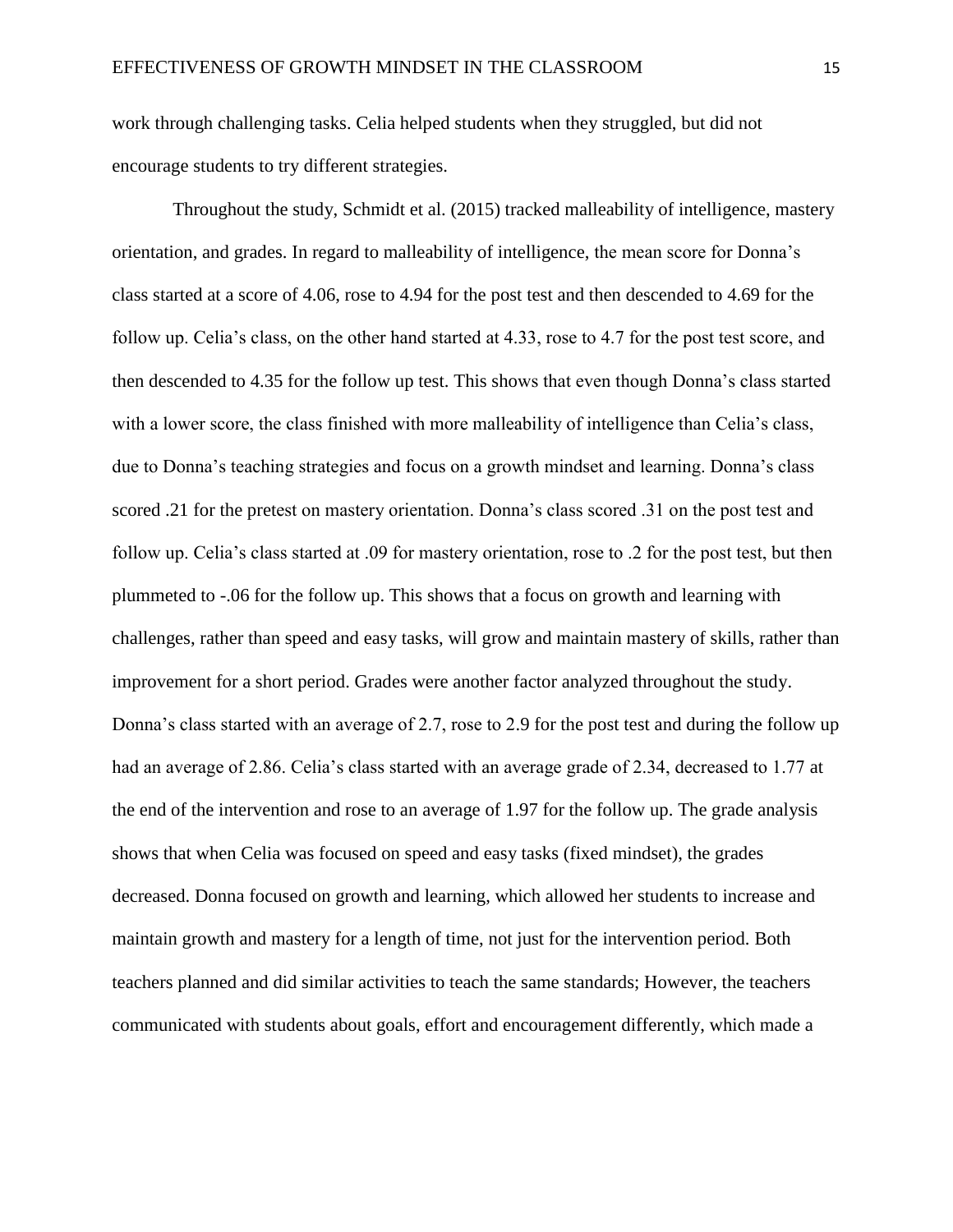work through challenging tasks. Celia helped students when they struggled, but did not encourage students to try different strategies.

Throughout the study, Schmidt et al. (2015) tracked malleability of intelligence, mastery orientation, and grades. In regard to malleability of intelligence, the mean score for Donna's class started at a score of 4.06, rose to 4.94 for the post test and then descended to 4.69 for the follow up. Celia's class, on the other hand started at 4.33, rose to 4.7 for the post test score, and then descended to 4.35 for the follow up test. This shows that even though Donna's class started with a lower score, the class finished with more malleability of intelligence than Celia's class, due to Donna's teaching strategies and focus on a growth mindset and learning. Donna's class scored .21 for the pretest on mastery orientation. Donna's class scored .31 on the post test and follow up. Celia's class started at .09 for mastery orientation, rose to .2 for the post test, but then plummeted to -.06 for the follow up. This shows that a focus on growth and learning with challenges, rather than speed and easy tasks, will grow and maintain mastery of skills, rather than improvement for a short period. Grades were another factor analyzed throughout the study. Donna's class started with an average of 2.7, rose to 2.9 for the post test and during the follow up had an average of 2.86. Celia's class started with an average grade of 2.34, decreased to 1.77 at the end of the intervention and rose to an average of 1.97 for the follow up. The grade analysis shows that when Celia was focused on speed and easy tasks (fixed mindset), the grades decreased. Donna focused on growth and learning, which allowed her students to increase and maintain growth and mastery for a length of time, not just for the intervention period. Both teachers planned and did similar activities to teach the same standards; However, the teachers communicated with students about goals, effort and encouragement differently, which made a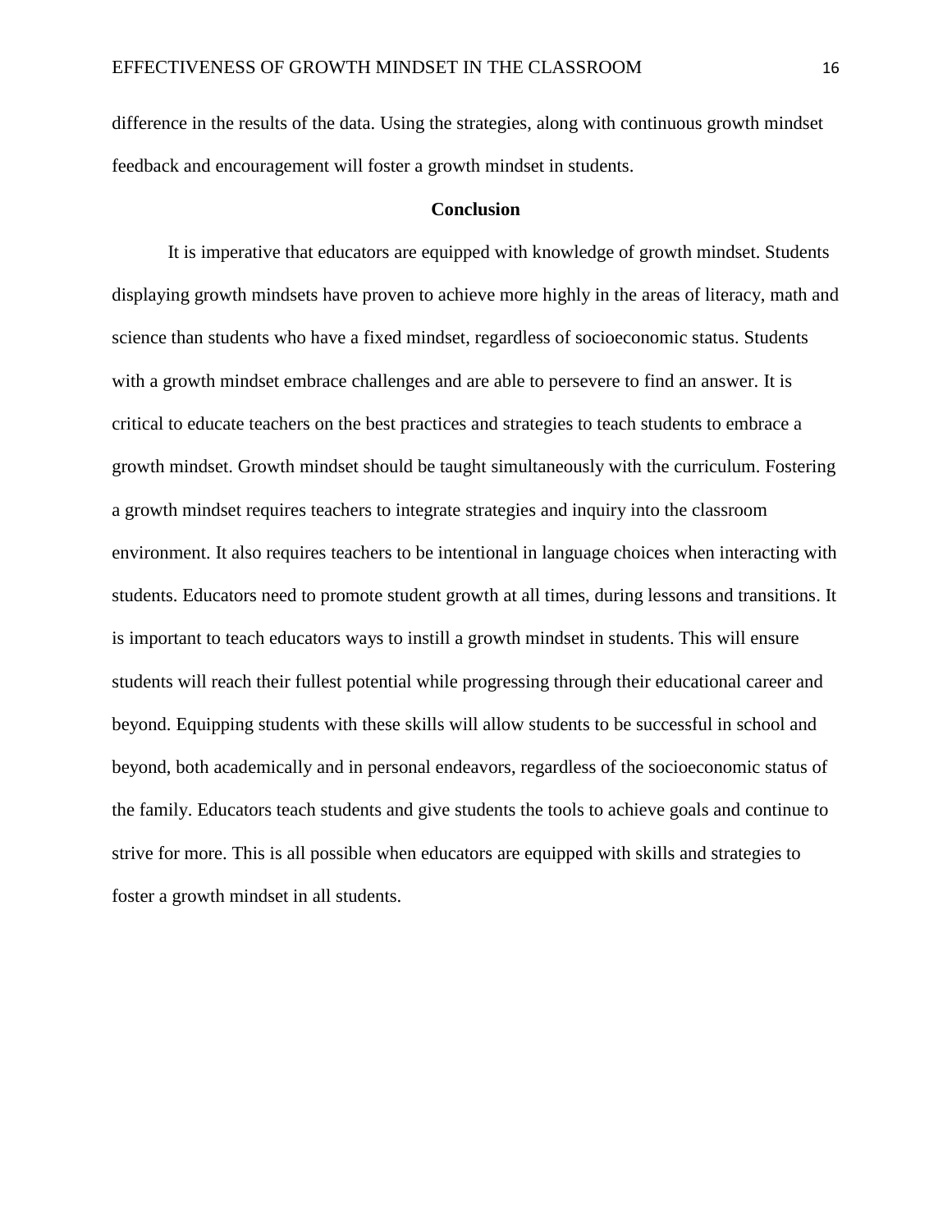difference in the results of the data. Using the strategies, along with continuous growth mindset feedback and encouragement will foster a growth mindset in students.

## Conclusion

It is imperative that educators are equipped with knowledge of growth mindset. Students displaying growth mindsets have proven to achieve more highly in the areas of literacy, math and science than students who have a fixed mindset, regardless of socioeconomic status. Students with a growth mindset embrace challenges and are able to persevere to find an answer. It is critical to educate teachers on the best practices and strategies to teach students to embrace a growth mindset. Growth mindset should be taught simultaneously with the curriculum. Fostering a growth mindset requires teachers to integrate strategies and inquiry into the classroom environment. It also requires teachers to be intentional in language choices when interacting with students. Educators need to promote student growth at all times, during lessons and transitions. It is important to teach educators ways to instill a growth mindset in students. This will ensure students will reach their fullest potential while progressing through their educational career and beyond. Equipping students with these skills will allow students to be successful in school and beyond, both academically and in personal endeavors, regardless of the socioeconomic status of the family. Educators teach students and give students the tools to achieve goals and continue to strive for more. This is all possible when educators are equipped with skills and strategies to foster a growth mindset in all students.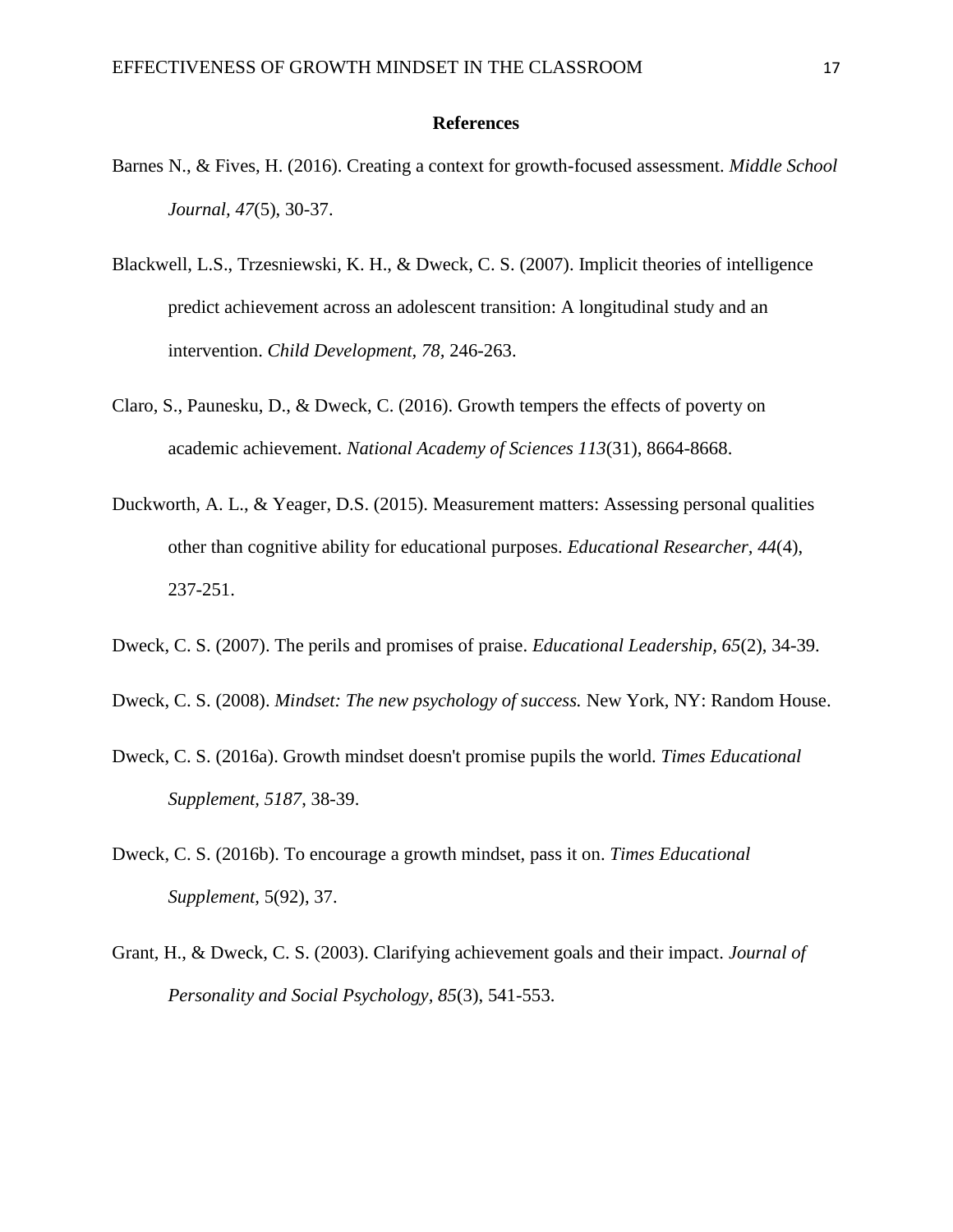# References

Barnes N., & Fives, H. (2016). Creating a context for growth-focused assessment. *Middle School Journal, 47*(5), 30-37.

Blackwell, L.S., Trzesniewski, K. H., & Dweck, C. S. (2007). Implicit theories of intelligence predict achievement across an adolescent transition: A longitudinal study and an intervention. *Child Development, 78*, 246-263.

Claro, S., Paunesku, D., & Dweck, C. (2016). Growth tempers the effects of poverty on academic achievement. *National Academy of Sciences 113*(31), 8664-8668.

Duckworth, A. L., & Yeager, D.S. (2015). Measurement matters: Assessing personal qualities other than cognitive ability for educational purposes. *Educational Researcher, 44*(4), 237-251.

Dweck, C. S. (2007). The perils and promises of praise. *Educational Leadership, 65*(2), 34-39.

Dweck, C. S. (2008). *Mindset: The new psychology of success.* New York, NY: Random House.

Dweck, C. S. (2016a). Growth mindset doesn't promise pupils the world. *Times Educational Supplement, 5187*, 38-39.

Dweck, C. S. (2016b). To encourage a growth mindset, pass it on. *Times Educational Supplement*, 5(92), 37.

Grant, H., & Dweck, C. S. (2003). Clarifying achievement goals and their impact. *Journal of Personality and Social Psychology, 85*(3), 541-553.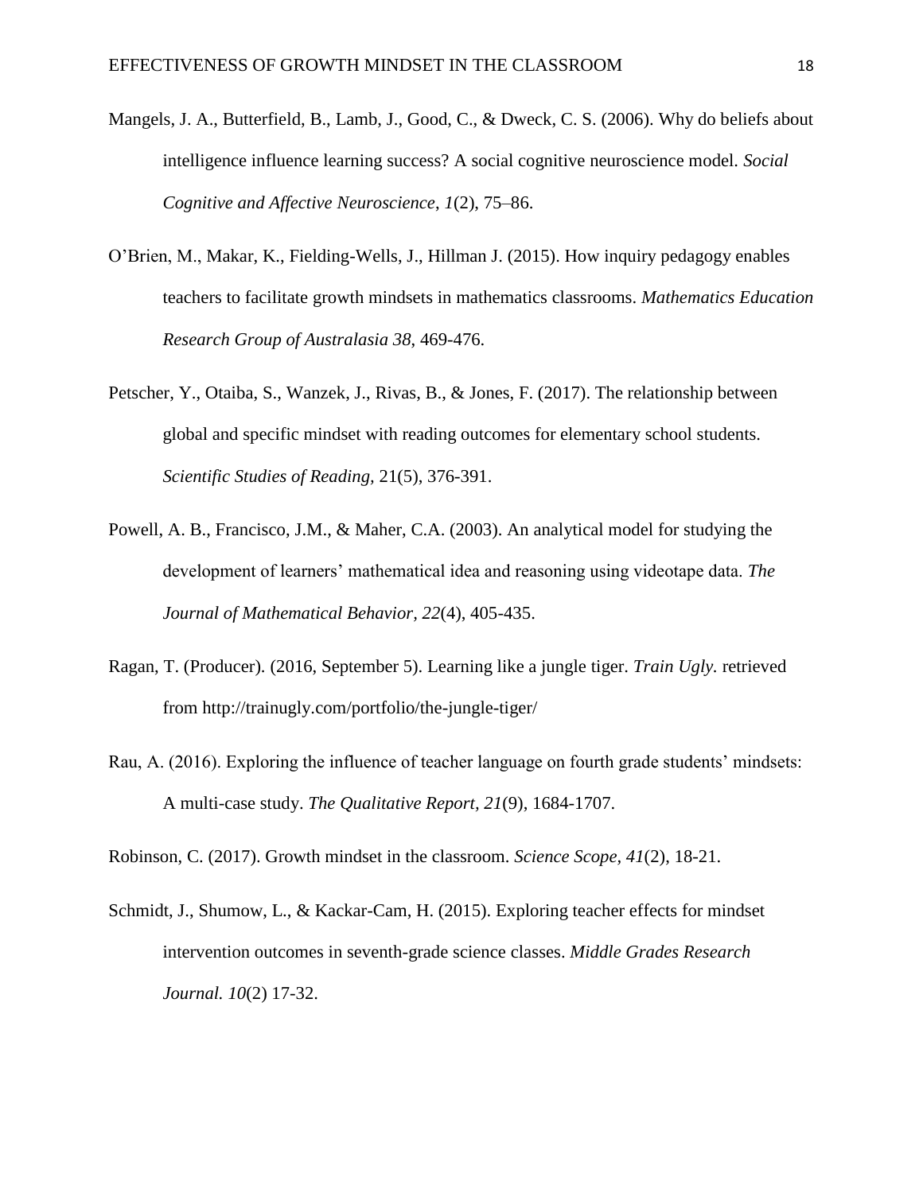Mangels, J. A., Butterfield, B., Lamb, J., Good, C., & Dweck, C. S. (2006). Why do beliefs about intelligence influence learning success? A social cognitive neuroscience model. *Social Cognitive and Affective Neuroscience*, *1*(2), 75–86.

O'Brien, M., Makar, K., Fielding-Wells, J., Hillman J. (2015). How inquiry pedagogy enables teachers to facilitate growth mindsets in mathematics classrooms. *Mathematics Education Research Group of Australasia 38*, 469-476.

Petscher, Y., Otaiba, S., Wanzek, J., Rivas, B., & Jones, F. (2017). The relationship between global and specific mindset with reading outcomes for elementary school students. *Scientific Studies of Reading,* 21(5), 376-391.

Powell, A. B., Francisco, J.M., & Maher, C.A. (2003). An analytical model for studying the development of learners' mathematical idea and reasoning using videotape data. *The Journal of Mathematical Behavior, 22*(4), 405-435.

Ragan, T. (Producer). (2016, September 5). Learning like a jungle tiger. *Train Ugly.* retrieved from http://trainugly.com/portfolio/the-jungle-tiger/

Rau, A. (2016). Exploring the influence of teacher language on fourth grade students' mindsets: A multi-case study. *The Qualitative Report, 21*(9), 1684-1707.

Robinson, C. (2017). Growth mindset in the classroom. *Science Scope*, *41*(2), 18-21.

Schmidt, J., Shumow, L., & Kackar-Cam, H. (2015). Exploring teacher effects for mindset intervention outcomes in seventh-grade science classes. *Middle Grades Research Journal. 10*(2) 17-32.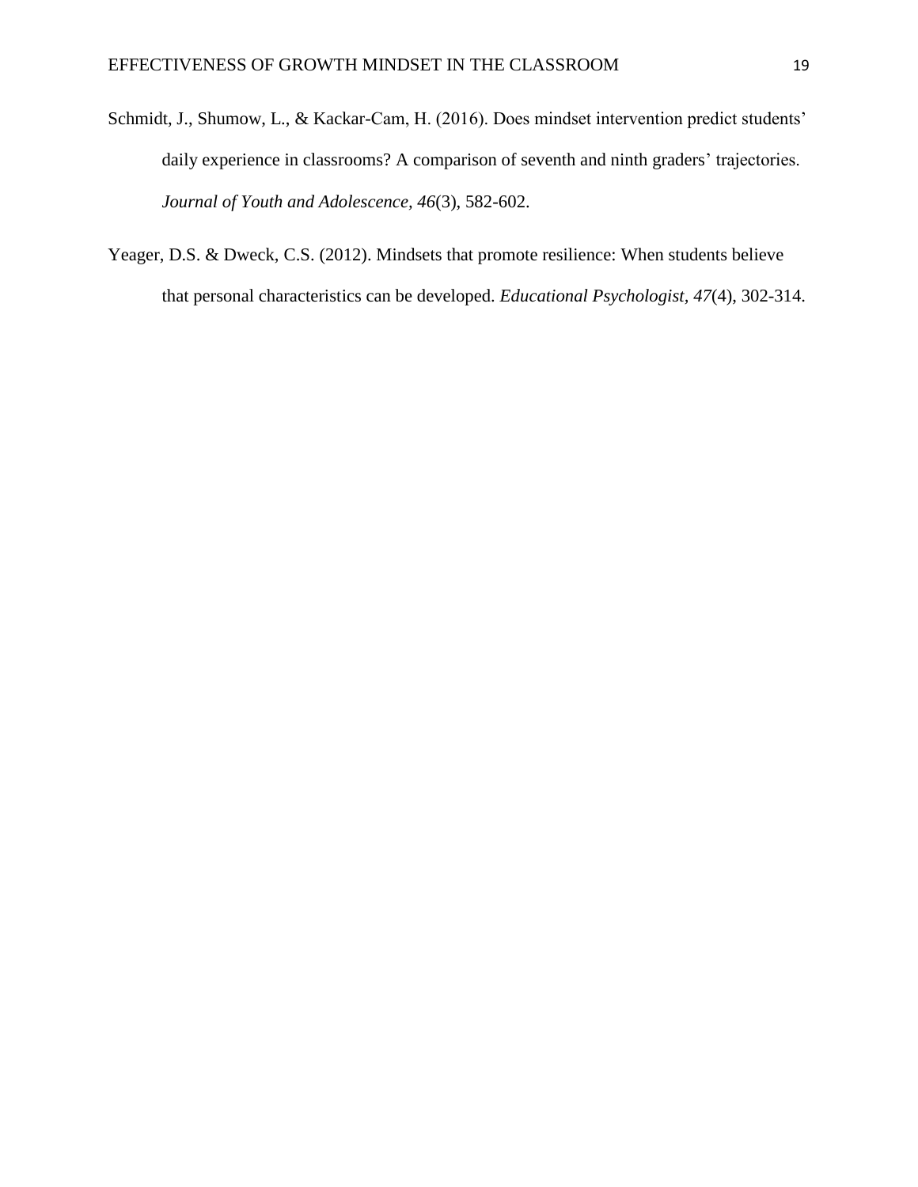Schmidt, J., Shumow, L., & Kackar-Cam, H. (2016). Does mindset intervention predict students' daily experience in classrooms? A comparison of seventh and ninth graders' trajectories. *Journal of Youth and Adolescence, 46*(3), 582-602.

Yeager, D.S. & Dweck, C.S. (2012). Mindsets that promote resilience: When students believe that personal characteristics can be developed. *Educational Psychologist, 47*(4), 302-314.